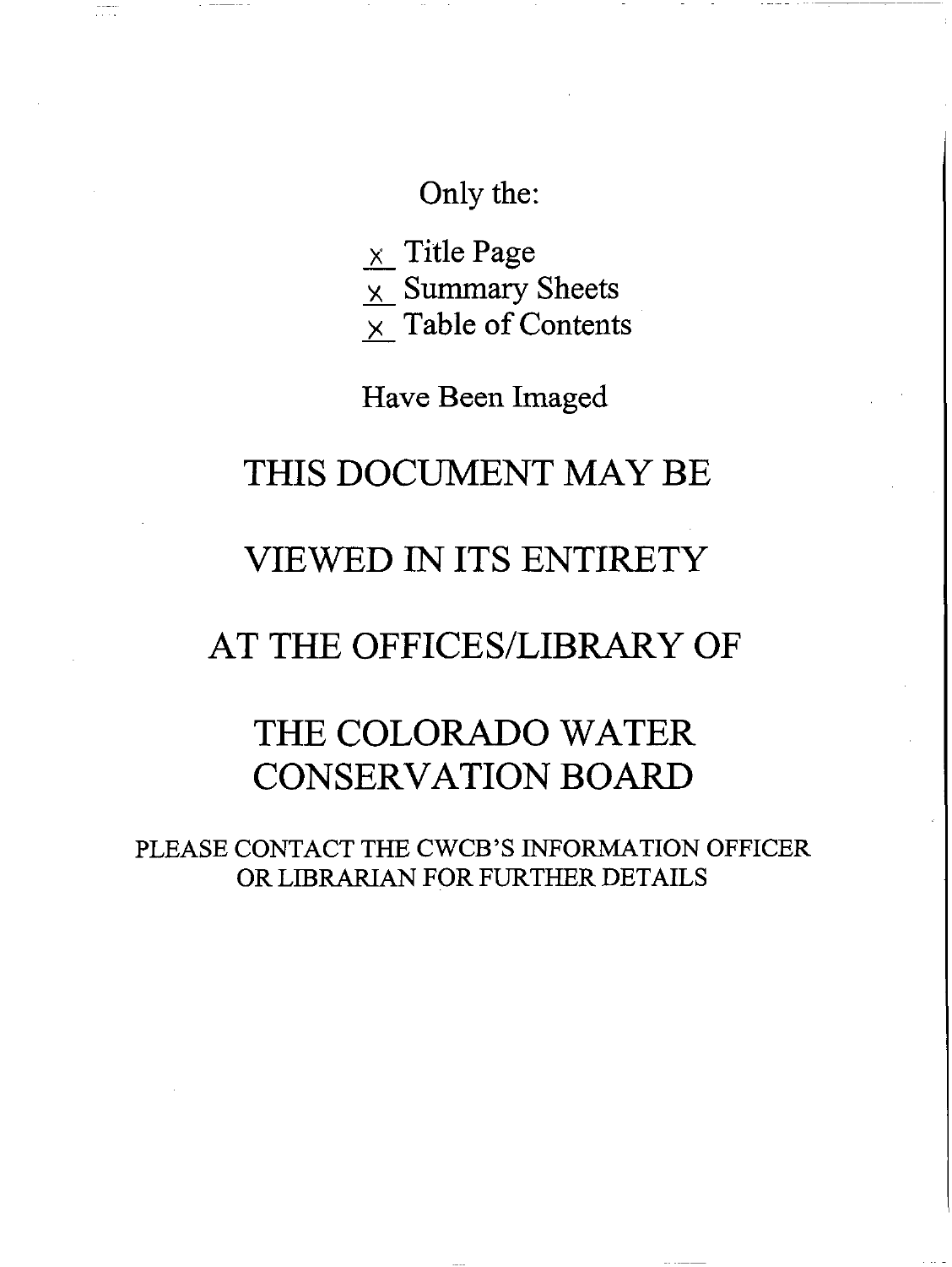Only the:

x Title Page
x Summary Sheets
x Table of Contents

Have Been Imaged

# THIS DOCUMENT MAY BE

# VIEWED IN ITS ENTIRETY

# AT THE OFFICES/LIBRARY OF

# THE COLORADO WATER CONSERVATION BOARD

PLEASE CONTACT THE CWCB'S INFORMATION OFFICER OR LIBRARIAN FOR FURTHER DETAILS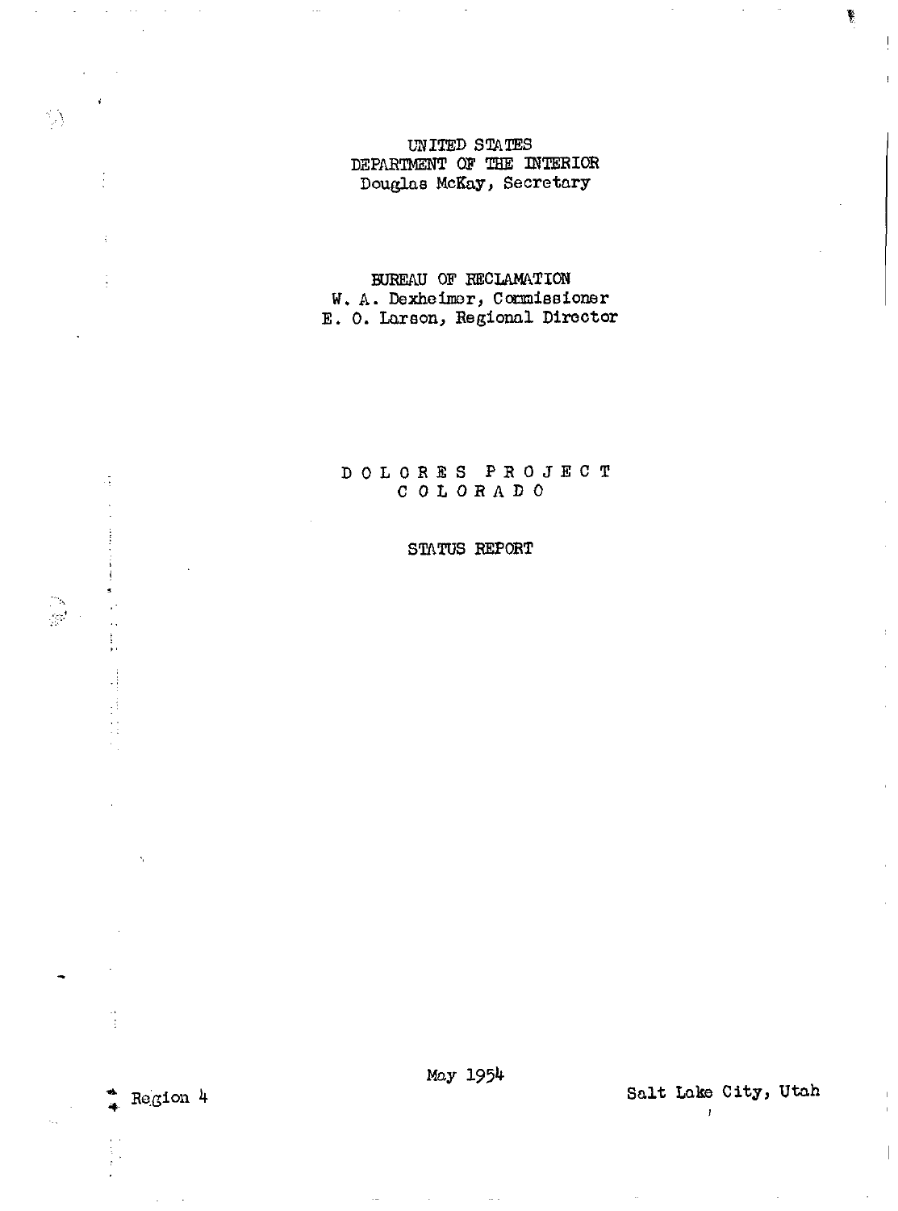UNITED STATES
DEPARTMENT OF THE INTERIOR
Douglas McKay, Secretary

BUREAU OF RECLAMATION
W. A. Dexheimer, Commissioner
E. O. Larson, Regional Director

# DOLORES PROJECT
# COLORADO

## STATUS REPORT

May 1954

Region 4

Salt Lake City, Utah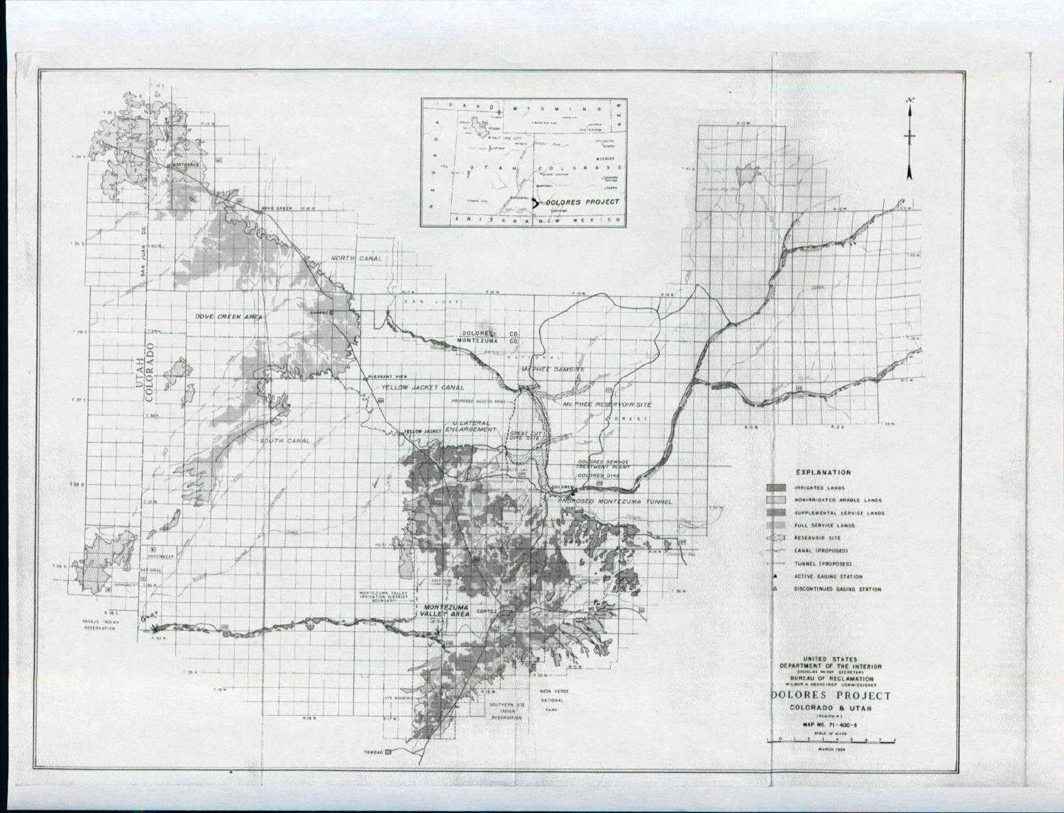EXPLANATION

- IRRIGATED LANDS
- NONIRRIGATED ARABLE LANDS
- SUPPLEMENTAL SERVICE LANDS
- FULL SERVICE LANDS
- RESERVOIR SITE
- CANAL (PROPOSED)
- TUNNEL (PROPOSED)
- ACTIVE GAGING STATION
- DISCONTINUED GAGING STATION

UNITED STATES
DEPARTMENT OF THE INTERIOR
DOUGLAS McKAY, SECRETARY
BUREAU OF RECLAMATION
WILBUR A. DEXHEIMER, COMMISSIONER

# DOLORES PROJECT

COLORADO & UTAH

(REGION 4)

MAP NO. 71-400-5

SCALE OF MILES

MARCH 1954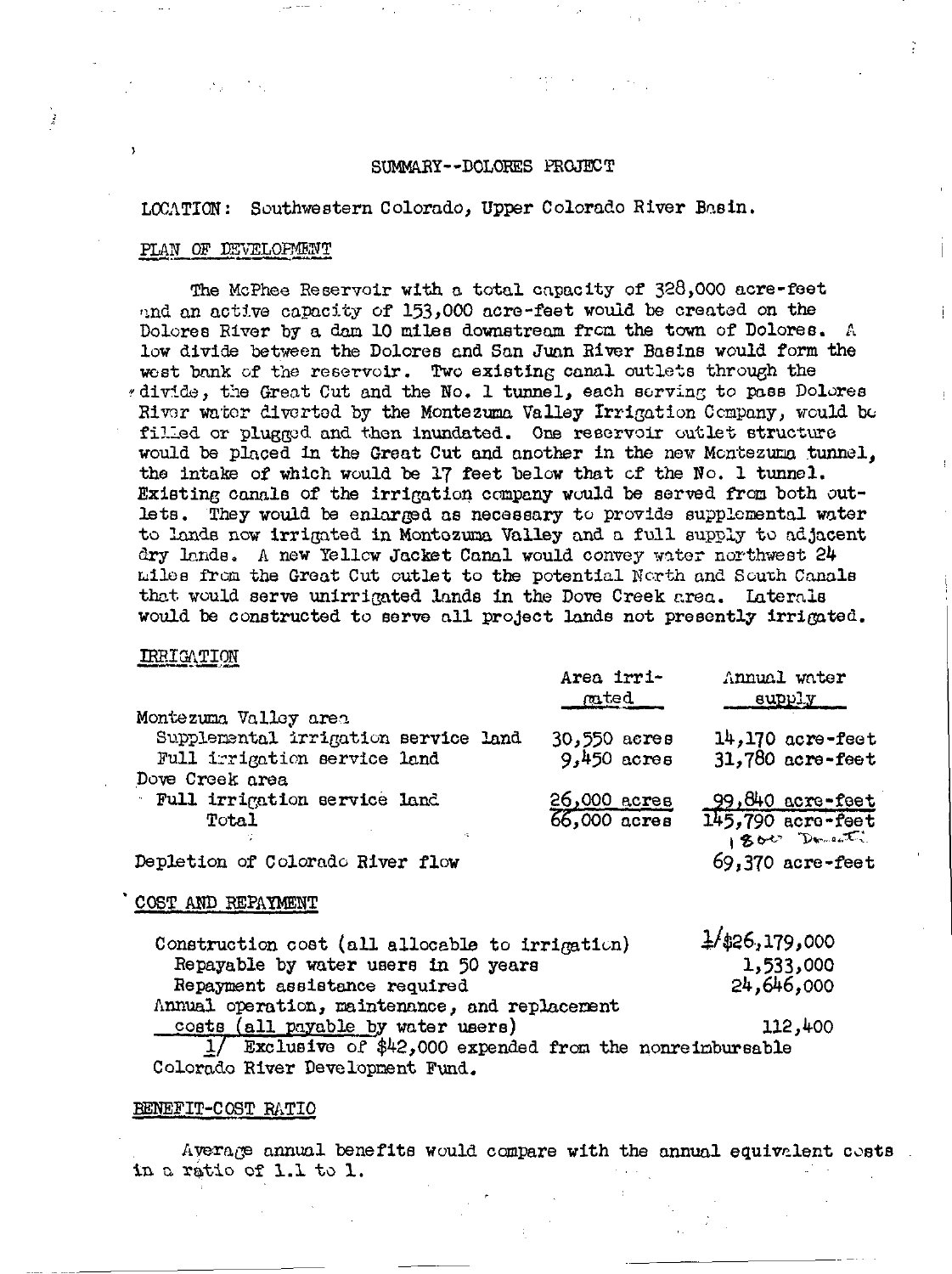# SUMMARY--DOLORES PROJECT

LOCATION: Southwestern Colorado, Upper Colorado River Basin.

## PLAN OF DEVELOPMENT

The McPhee Reservoir with a total capacity of 328,000 acre-feet and an active capacity of 153,000 acre-feet would be created on the Dolores River by a dam 10 miles downstream from the town of Dolores. A low divide between the Dolores and San Juan River Basins would form the west bank of the reservoir. Two existing canal outlets through the divide, the Great Cut and the No. 1 tunnel, each serving to pass Dolores River water diverted by the Montezuma Valley Irrigation Company, would be filled or plugged and then inundated. One reservoir outlet structure would be placed in the Great Cut and another in the new Montezuma tunnel, the intake of which would be 17 feet below that of the No. 1 tunnel. Existing canals of the irrigation company would be served from both outlets. They would be enlarged as necessary to provide supplemental water to lands now irrigated in Montezuma Valley and a full supply to adjacent dry lands. A new Yellow Jacket Canal would convey water northwest 24 miles from the Great Cut outlet to the potential North and South Canals that would serve unirrigated lands in the Dove Creek area. Laterals would be constructed to serve all project lands not presently irrigated.

## IRRIGATION

| | Area irrigated | Annual water supply |
|---|---|---|
| Montezuma Valley area | | |
| Supplemental irrigation service land | 30,550 acres | 14,170 acre-feet |
| Full irrigation service land | 9,450 acres | 31,780 acre-feet |
| Dove Creek area | | |
| Full irrigation service land | 26,000 acres | 99,840 acre-feet |
| Total | 66,000 acres | 145,790 acre-feet |
| | | 1800 Domestic |
| Depletion of Colorado River flow | | 69,370 acre-feet |

## COST AND REPAYMENT

| | |
|---|---|
| Construction cost (all allocable to irrigation) | 1/ $26,179,000 |
| Repayable by water users in 50 years | 1,533,000 |
| Repayment assistance required | 24,646,000 |
| Annual operation, maintenance, and replacement costs (all payable by water users) | 112,400 |

1/ Exclusive of $42,000 expended from the nonreimbursable Colorado River Development Fund.

## BENEFIT-COST RATIO

Average annual benefits would compare with the annual equivalent costs in a ratio of 1.1 to 1.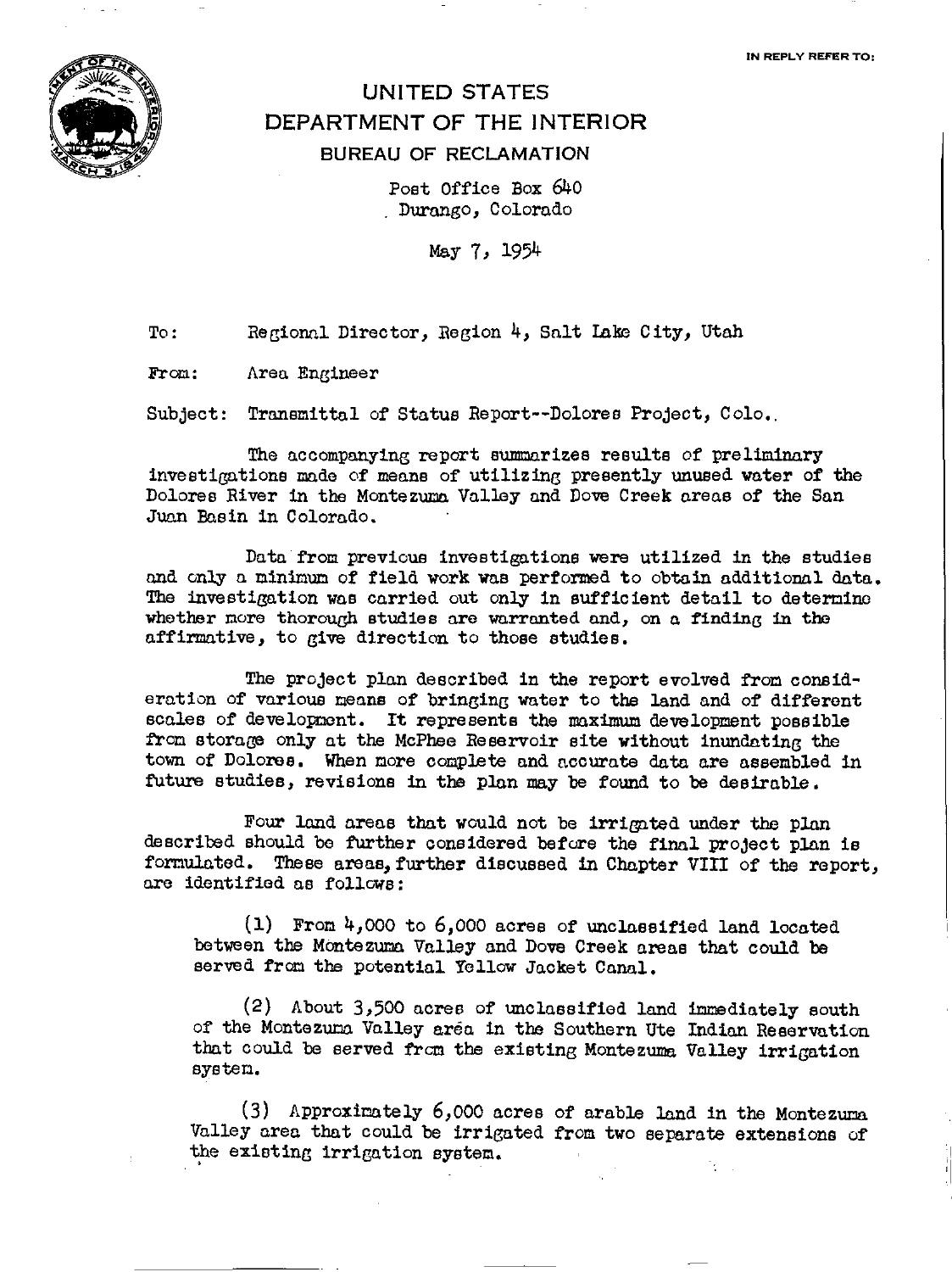IN REPLY REFER TO:

# UNITED STATES DEPARTMENT OF THE INTERIOR

## BUREAU OF RECLAMATION

Post Office Box 640
Durango, Colorado

May 7, 1954

To: Regional Director, Region 4, Salt Lake City, Utah

From: Area Engineer

Subject: Transmittal of Status Report--Dolores Project, Colo.

The accompanying report summarizes results of preliminary investigations made of means of utilizing presently unused water of the Dolores River in the Montezuma Valley and Dove Creek areas of the San Juan Basin in Colorado.

Data from previous investigations were utilized in the studies and only a minimum of field work was performed to obtain additional data. The investigation was carried out only in sufficient detail to determine whether more thorough studies are warranted and, on a finding in the affirmative, to give direction to those studies.

The project plan described in the report evolved from consideration of various means of bringing water to the land and of different scales of development. It represents the maximum development possible from storage only at the McPhee Reservoir site without inundating the town of Dolores. When more complete and accurate data are assembled in future studies, revisions in the plan may be found to be desirable.

Four land areas that would not be irrigated under the plan described should be further considered before the final project plan is formulated. These areas, further discussed in Chapter VIII of the report, are identified as follows:

(1) From 4,000 to 6,000 acres of unclassified land located between the Montezuma Valley and Dove Creek areas that could be served from the potential Yellow Jacket Canal.

(2) About 3,500 acres of unclassified land immediately south of the Montezuma Valley area in the Southern Ute Indian Reservation that could be served from the existing Montezuma Valley irrigation system.

(3) Approximately 6,000 acres of arable land in the Montezuma Valley area that could be irrigated from two separate extensions of the existing irrigation system.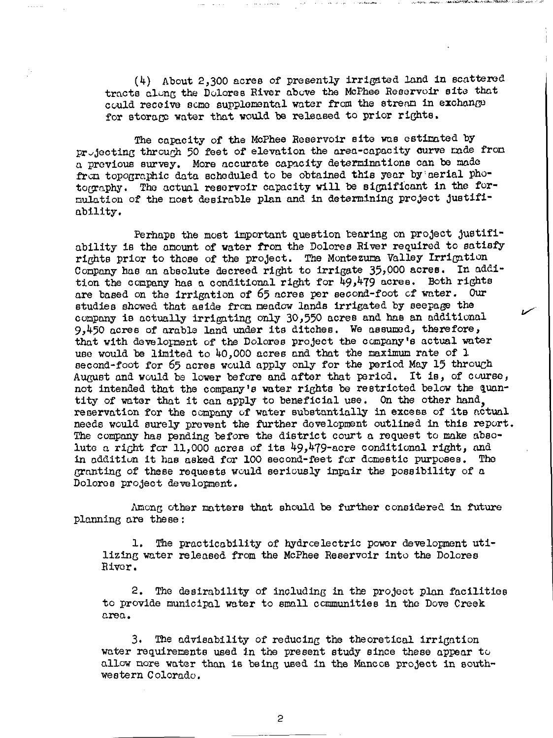(4) About 2,300 acres of presently irrigated land in scattered tracts along the Dolores River above the McPhee Reservoir site that could receive some supplemental water from the stream in exchange for storage water that would be released to prior rights.

The capacity of the McPhee Reservoir site was estimated by projecting through 50 feet of elevation the area-capacity curve made from a previous survey. More accurate capacity determinations can be made from topographic data scheduled to be obtained this year by aerial photography. The actual reservoir capacity will be significant in the formulation of the most desirable plan and in determining project justifiability.

Perhaps the most important question bearing on project justifiability is the amount of water from the Dolores River required to satisfy rights prior to those of the project. The Montezuma Valley Irrigation Company has an absolute decreed right to irrigate 35,000 acres. In addition the company has a conditional right for 49,479 acres. Both rights are based on the irrigation of 65 acres per second-foot of water. Our studies showed that aside from meadow lands irrigated by seepage the company is actually irrigating only 30,550 acres and has an additional 9,450 acres of arable land under its ditches. We assumed, therefore, that with development of the Dolores project the company's actual water use would be limited to 40,000 acres and that the maximum rate of 1 second-foot for 65 acres would apply only for the period May 15 through August and would be lower before and after that period. It is, of course, not intended that the company's water rights be restricted below the quantity of water that it can apply to beneficial use. On the other hand, reservation for the company of water substantially in excess of its actual needs would surely prevent the further development outlined in this report. The company has pending before the district court a request to make absolute a right for 11,000 acres of its 49,479-acre conditional right, and in addition it has asked for 100 second-feet for domestic purposes. The granting of these requests would seriously impair the possibility of a Dolores project development.

Among other matters that should be further considered in future planning are these:

1. The practicability of hydroelectric power development utilizing water released from the McPhee Reservoir into the Dolores River.

2. The desirability of including in the project plan facilities to provide municipal water to small communities in the Dove Creek area.

3. The advisability of reducing the theoretical irrigation water requirements used in the present study since these appear to allow more water than is being used in the Mancos project in southwestern Colorado.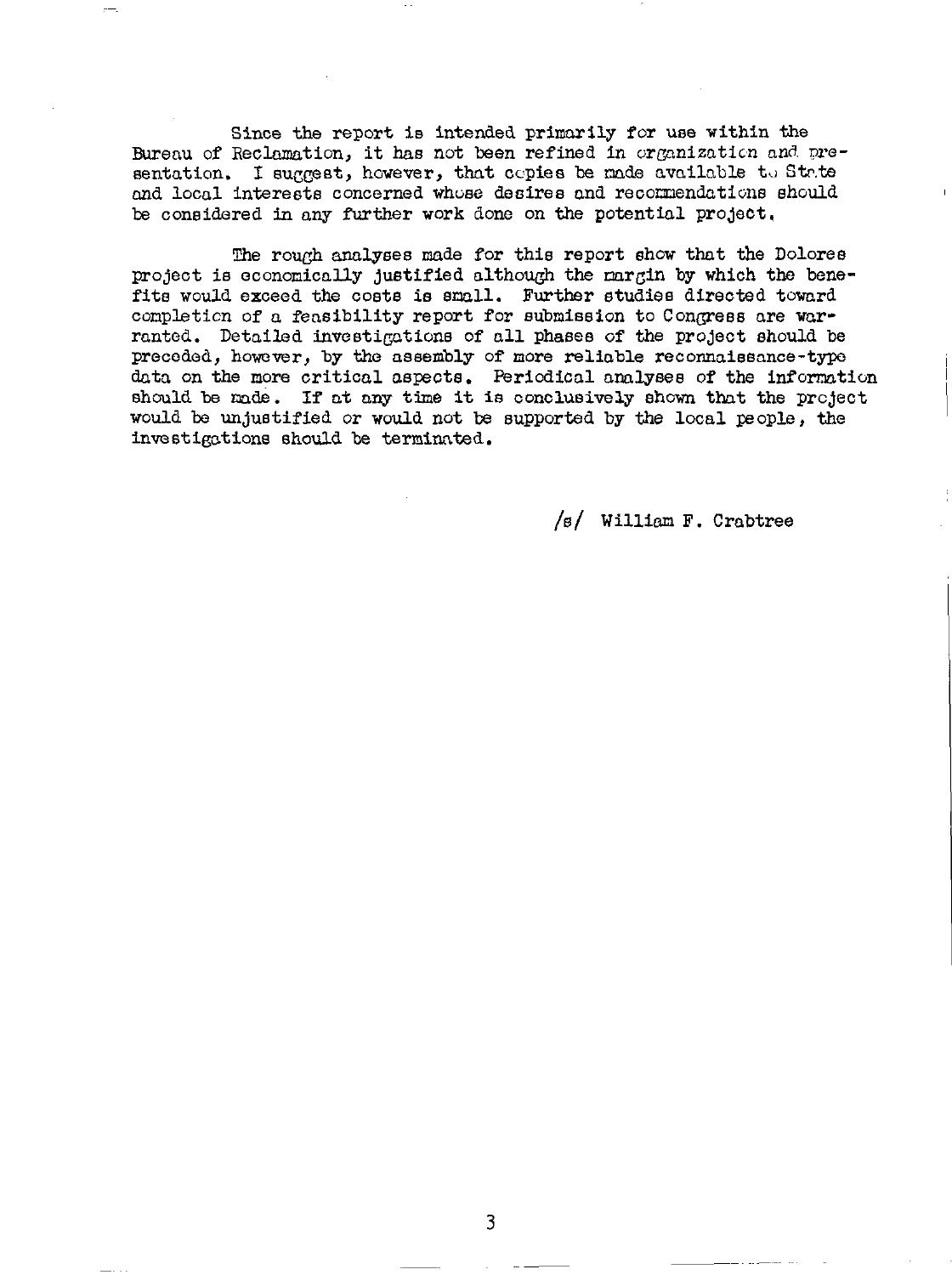Since the report is intended primarily for use within the Bureau of Reclamation, it has not been refined in organization and presentation. I suggest, however, that copies be made available to State and local interests concerned whose desires and recommendations should be considered in any further work done on the potential project.

The rough analyses made for this report show that the Dolores project is economically justified although the margin by which the benefits would exceed the costs is small. Further studies directed toward completion of a feasibility report for submission to Congress are warranted. Detailed investigations of all phases of the project should be preceded, however, by the assembly of more reliable reconnaissance-type data on the more critical aspects. Periodical analyses of the information should be made. If at any time it is conclusively shown that the project would be unjustified or would not be supported by the local people, the investigations should be terminated.

/s/ William F. Crabtree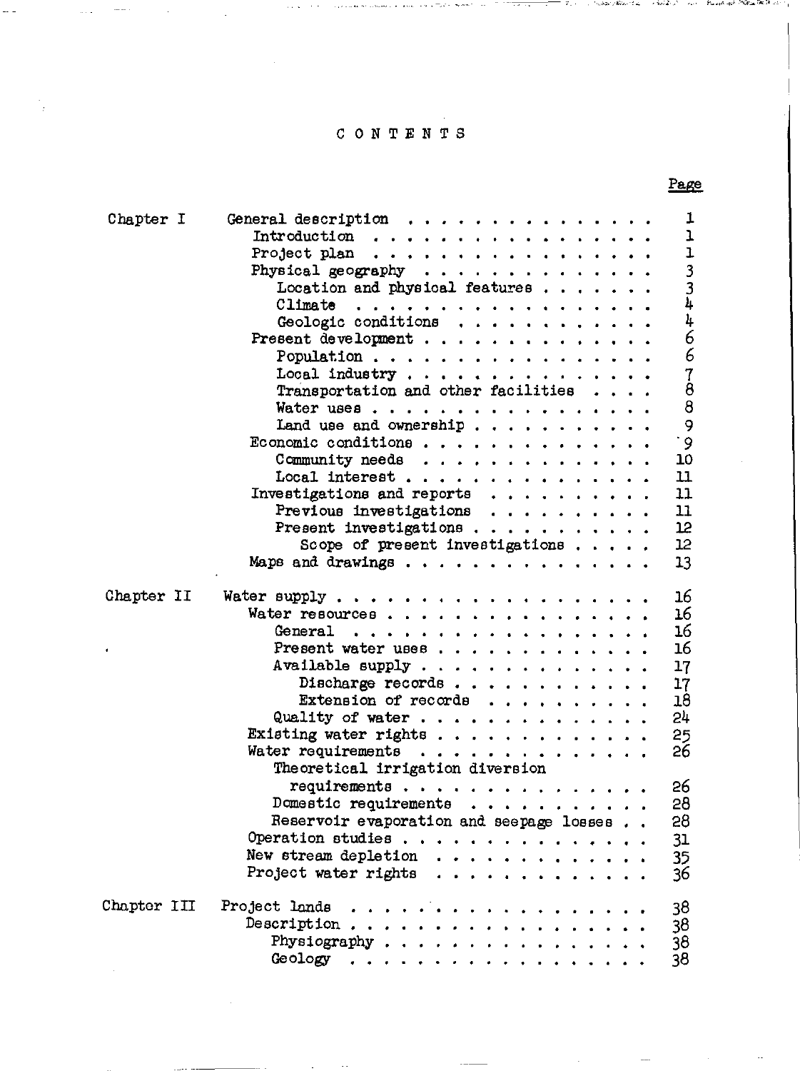# CONTENTS

| | | Page |
|---|---|---|
| Chapter I | General description | 1 |
| | Introduction | 1 |
| | Project plan | 1 |
| | Physical geography | 3 |
| | Location and physical features | 3 |
| | Climate | 4 |
| | Geologic conditions | 4 |
| | Present development | 6 |
| | Population | 6 |
| | Local industry | 7 |
| | Transportation and other facilities | 8 |
| | Water uses | 8 |
| | Land use and ownership | 9 |
| | Economic conditions | 9 |
| | Community needs | 10 |
| | Local interest | 11 |
| | Investigations and reports | 11 |
| | Previous investigations | 11 |
| | Present investigations | 12 |
| | Scope of present investigations | 12 |
| | Maps and drawings | 13 |
| Chapter II | Water supply | 16 |
| | Water resources | 16 |
| | General | 16 |
| | Present water uses | 16 |
| | Available supply | 17 |
| | Discharge records | 17 |
| | Extension of records | 18 |
| | Quality of water | 24 |
| | Existing water rights | 25 |
| | Water requirements | 26 |
| | Theoretical irrigation diversion requirements | 26 |
| | Domestic requirements | 28 |
| | Reservoir evaporation and seepage losses | 28 |
| | Operation studies | 31 |
| | New stream depletion | 35 |
| | Project water rights | 36 |
| Chapter III | Project lands | 38 |
| | Description | 38 |
| | Physiography | 38 |
| | Geology | 38 |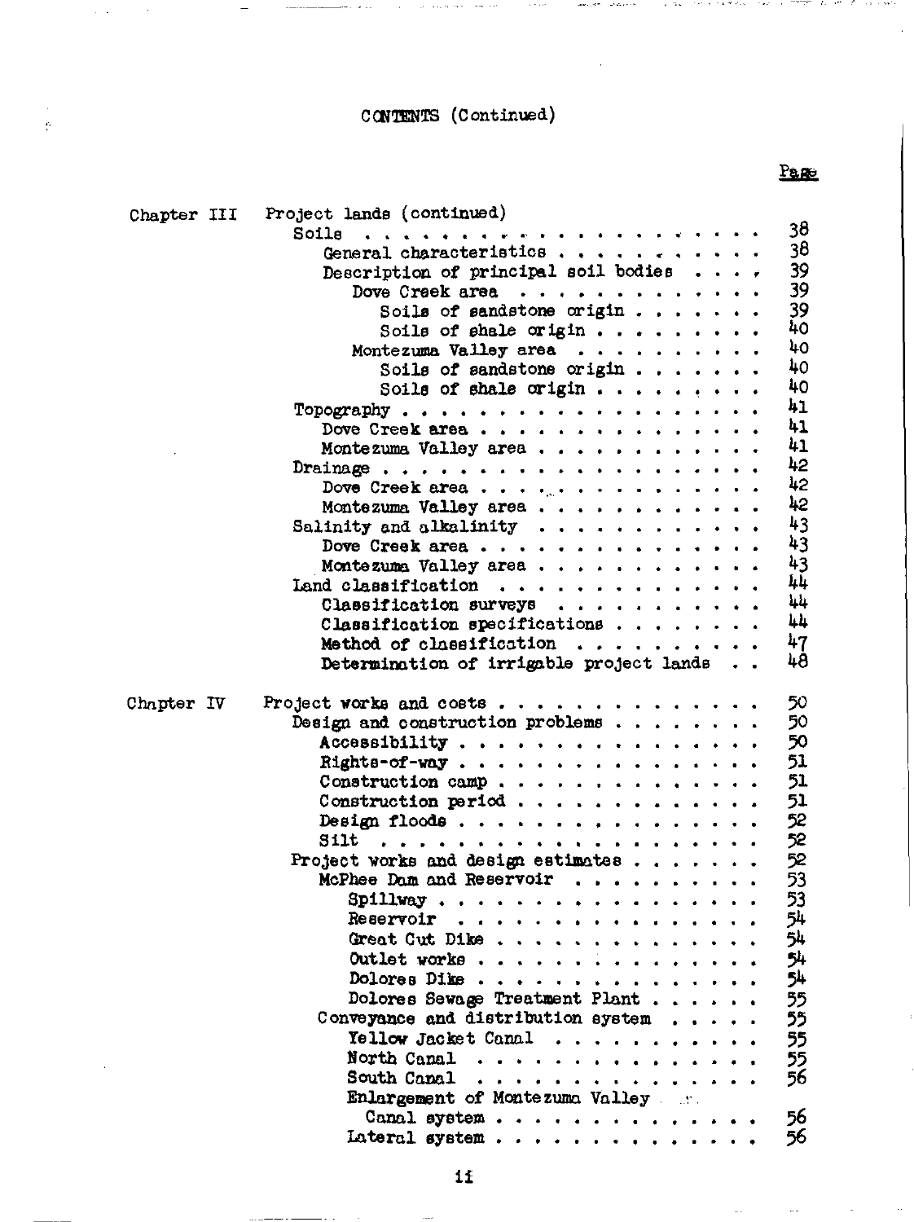CONTENTS (Continued)

| | | Page |
|---|---|---|
| Chapter III | Project lands (continued) | |
| | Soils | 38 |
| | General characteristics | 38 |
| | Description of principal soil bodies | 39 |
| | Dove Creek area | 39 |
| | Soils of sandstone origin | 39 |
| | Soils of shale origin | 40 |
| | Montezuma Valley area | 40 |
| | Soils of sandstone origin | 40 |
| | Soils of shale origin | 40 |
| | Topography | 41 |
| | Dove Creek area | 41 |
| | Montezuma Valley area | 41 |
| | Drainage | 42 |
| | Dove Creek area | 42 |
| | Montezuma Valley area | 42 |
| | Salinity and alkalinity | 43 |
| | Dove Creek area | 43 |
| | Montezuma Valley area | 43 |
| | Land classification | 44 |
| | Classification surveys | 44 |
| | Classification specifications | 44 |
| | Method of classification | 47 |
| | Determination of irrigable project lands | 48 |
| Chapter IV | Project works and costs | 50 |
| | Design and construction problems | 50 |
| | Accessibility | 50 |
| | Rights-of-way | 51 |
| | Construction camp | 51 |
| | Construction period | 51 |
| | Design floods | 52 |
| | Silt | 52 |
| | Project works and design estimates | 52 |
| | McPhee Dam and Reservoir | 53 |
| | Spillway | 53 |
| | Reservoir | 54 |
| | Great Cut Dike | 54 |
| | Outlet works | 54 |
| | Dolores Dike | 54 |
| | Dolores Sewage Treatment Plant | 55 |
| | Conveyance and distribution system | 55 |
| | Yellow Jacket Canal | 55 |
| | North Canal | 55 |
| | South Canal | 56 |
| | Enlargement of Montezuma Valley Canal system | 56 |
| | Lateral system | 56 |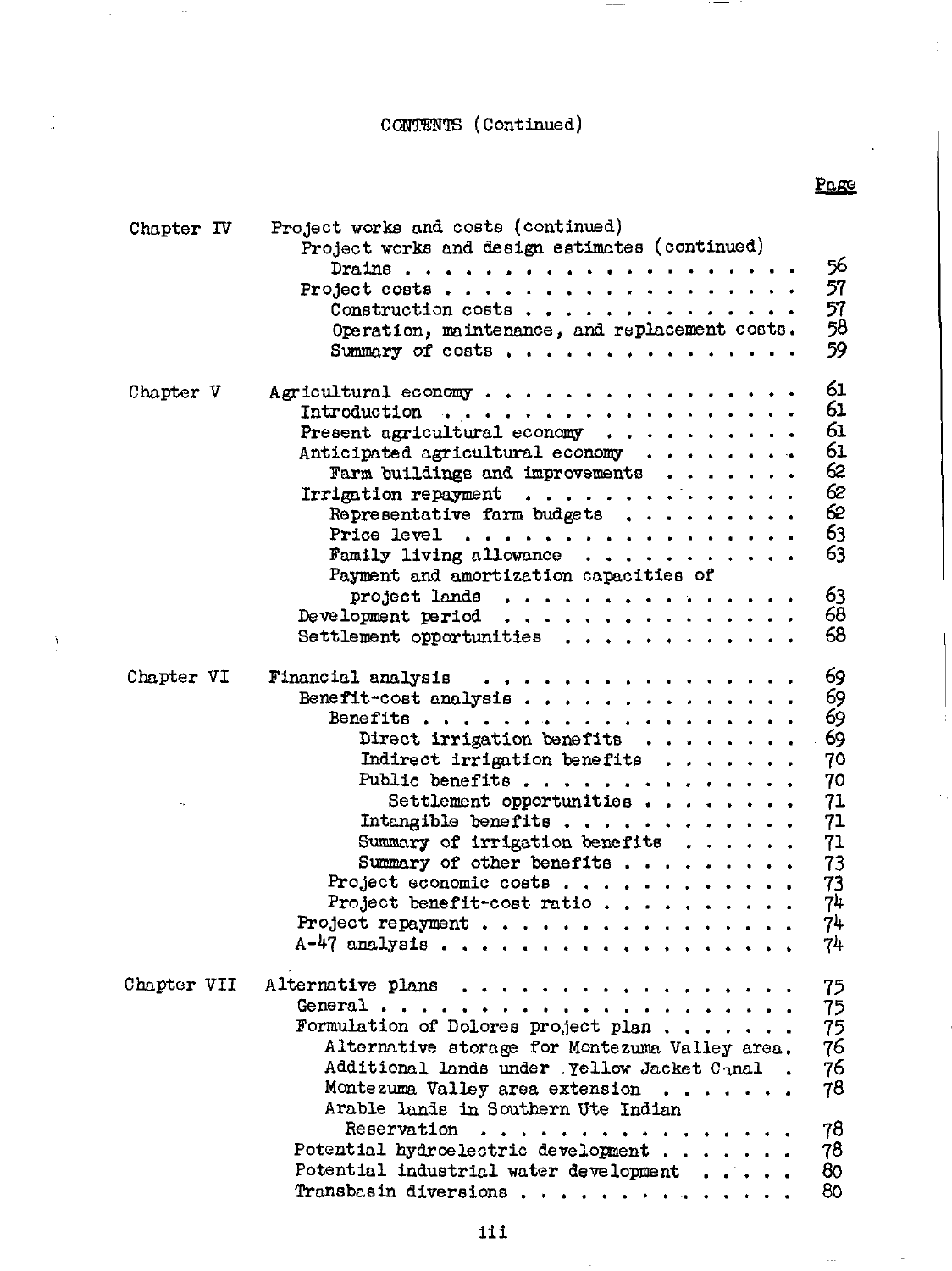CONTENTS (Continued)

| | | Page |
|---|---|---|
| Chapter IV | Project works and costs (continued) | |
| | Project works and design estimates (continued) | |
| | Drains | 56 |
| | Project costs | 57 |
| | Construction costs | 57 |
| | Operation, maintenance, and replacement costs. | 58 |
| | Summary of costs | 59 |
| Chapter V | Agricultural economy | 61 |
| | Introduction | 61 |
| | Present agricultural economy | 61 |
| | Anticipated agricultural economy | 61 |
| | Farm buildings and improvements | 62 |
| | Irrigation repayment | 62 |
| | Representative farm budgets | 62 |
| | Price level | 63 |
| | Family living allowance | 63 |
| | Payment and amortization capacities of project lands | 63 |
| | Development period | 68 |
| | Settlement opportunities | 68 |
| Chapter VI | Financial analysis | 69 |
| | Benefit-cost analysis | 69 |
| | Benefits | 69 |
| | Direct irrigation benefits | 69 |
| | Indirect irrigation benefits | 70 |
| | Public benefits | 70 |
| | Settlement opportunities | 71 |
| | Intangible benefits | 71 |
| | Summary of irrigation benefits | 71 |
| | Summary of other benefits | 73 |
| | Project economic costs | 73 |
| | Project benefit-cost ratio | 74 |
| | Project repayment | 74 |
| | A-47 analysis | 74 |
| Chapter VII | Alternative plans | 75 |
| | General | 75 |
| | Formulation of Dolores project plan | 75 |
| | Alternative storage for Montezuma Valley area. | 76 |
| | Additional lands under Yellow Jacket Canal | 76 |
| | Montezuma Valley area extension | 78 |
| | Arable lands in Southern Ute Indian Reservation | 78 |
| | Potential hydroelectric development | 78 |
| | Potential industrial water development | 80 |
| | Transbasin diversions | 80 |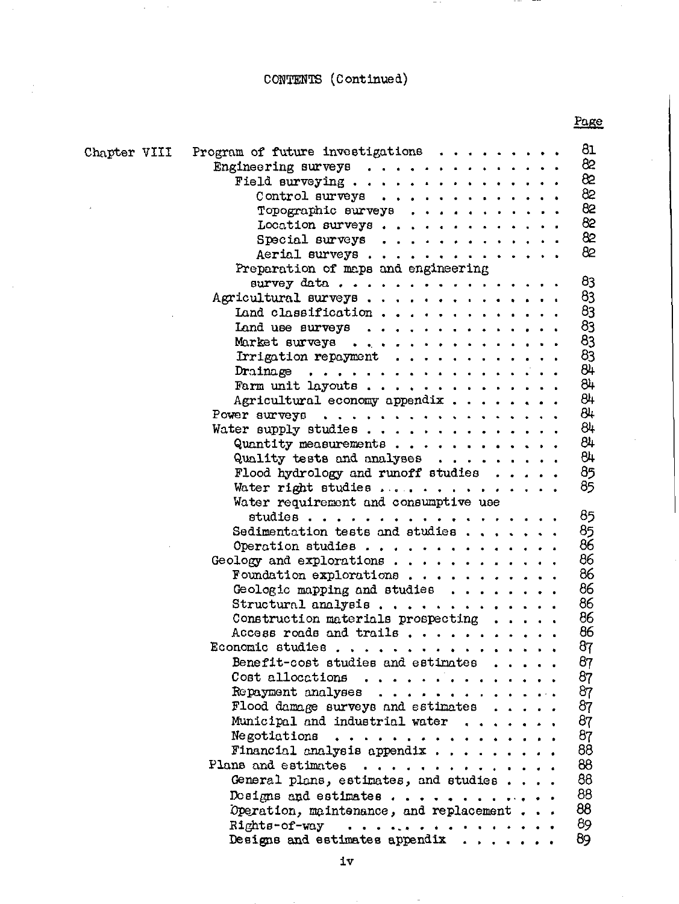CONTENTS (Continued)

| | | Page |
|---|---|---|
| Chapter VIII | Program of future investigations | 81 |
| | Engineering surveys | 82 |
| | Field surveying | 82 |
| | Control surveys | 82 |
| | Topographic surveys | 82 |
| | Location surveys | 82 |
| | Special surveys | 82 |
| | Aerial surveys | 82 |
| | Preparation of maps and engineering survey data | 83 |
| | Agricultural surveys | 83 |
| | Land classification | 83 |
| | Land use surveys | 83 |
| | Market surveys | 83 |
| | Irrigation repayment | 83 |
| | Drainage | 84 |
| | Farm unit layouts | 84 |
| | Agricultural economy appendix | 84 |
| | Power surveys | 84 |
| | Water supply studies | 84 |
| | Quantity measurements | 84 |
| | Quality tests and analyses | 84 |
| | Flood hydrology and runoff studies | 85 |
| | Water right studies | 85 |
| | Water requirement and consumptive use studies | 85 |
| | Sedimentation tests and studies | 85 |
| | Operation studies | 86 |
| | Geology and explorations | 86 |
| | Foundation explorations | 86 |
| | Geologic mapping and studies | 86 |
| | Structural analysis | 86 |
| | Construction materials prospecting | 86 |
| | Access roads and trails | 86 |
| | Economic studies | 87 |
| | Benefit-cost studies and estimates | 87 |
| | Cost allocations | 87 |
| | Repayment analyses | 87 |
| | Flood damage surveys and estimates | 87 |
| | Municipal and industrial water | 87 |
| | Negotiations | 87 |
| | Financial analysis appendix | 88 |
| | Plans and estimates | 88 |
| | General plans, estimates, and studies | 88 |
| | Designs and estimates | 88 |
| | Operation, maintenance, and replacement | 88 |
| | Rights-of-way | 89 |
| | Designs and estimates appendix | 89 |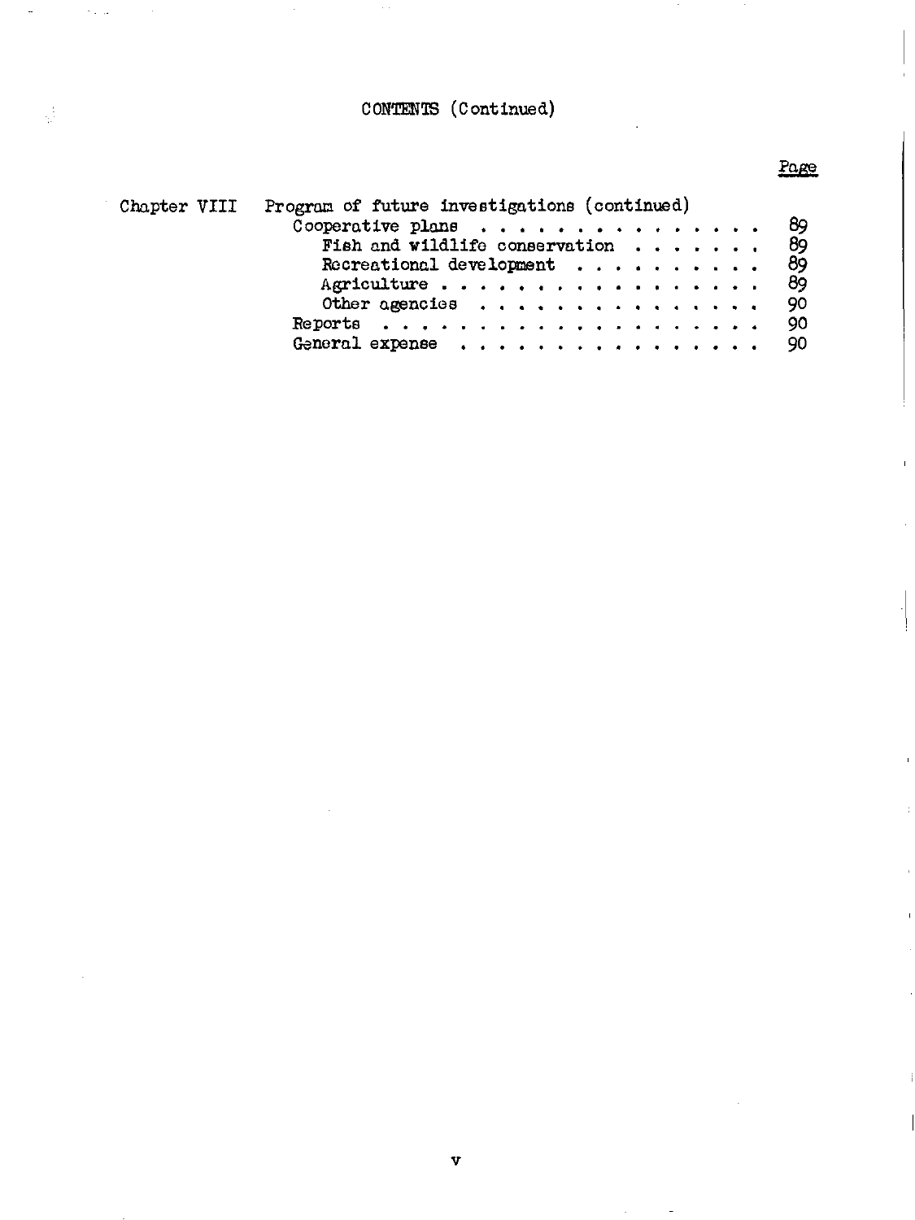# CONTENTS (Continued)

| | | Page |
|---|---|---|
| Chapter VIII | Program of future investigations (continued) | |
| | Cooperative plans | 89 |
| | Fish and wildlife conservation | 89 |
| | Recreational development | 89 |
| | Agriculture | 89 |
| | Other agencies | 90 |
| | Reports | 90 |
| | General expense | 90 |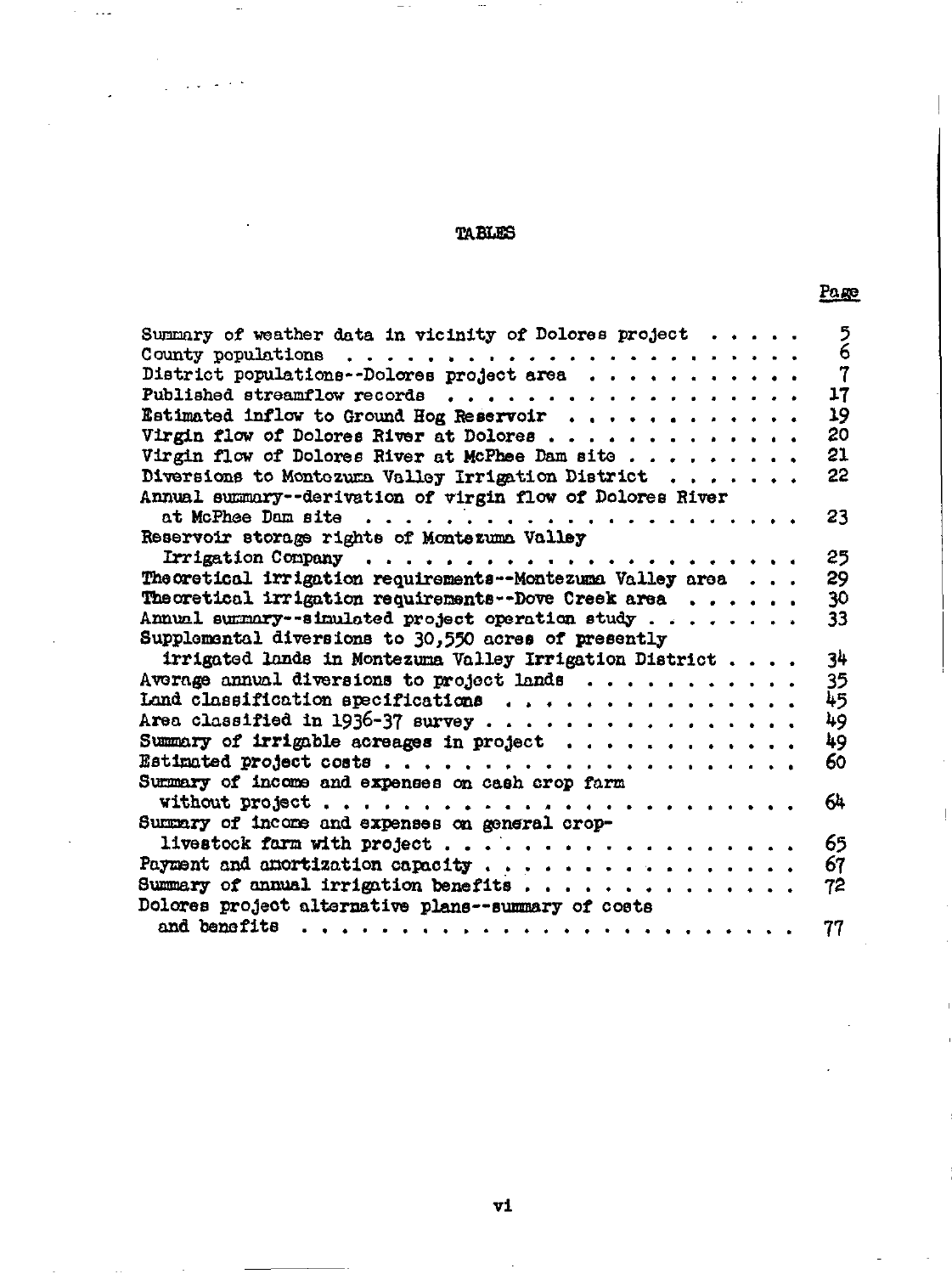# TABLES

| | Page |
|---|---|
| Summary of weather data in vicinity of Dolores project | 5 |
| County populations | 6 |
| District populations--Dolores project area | 7 |
| Published streamflow records | 17 |
| Estimated inflow to Ground Hog Reservoir | 19 |
| Virgin flow of Dolores River at Dolores | 20 |
| Virgin flow of Dolores River at McPhee Dam site | 21 |
| Diversions to Montezuma Valley Irrigation District | 22 |
| Annual summary--derivation of virgin flow of Dolores River at McPhee Dam site | 23 |
| Reservoir storage rights of Montezuma Valley Irrigation Company | 25 |
| Theoretical irrigation requirements--Montezuma Valley area | 29 |
| Theoretical irrigation requirements--Dove Creek area | 30 |
| Annual summary--simulated project operation study | 33 |
| Supplemental diversions to 30,550 acres of presently irrigated lands in Montezuma Valley Irrigation District | 34 |
| Average annual diversions to project lands | 35 |
| Land classification specifications | 45 |
| Area classified in 1936-37 survey | 49 |
| Summary of irrigable acreages in project | 49 |
| Estimated project costs | 60 |
| Summary of income and expenses on cash crop farm without project | 64 |
| Summary of income and expenses on general crop-livestock farm with project | 65 |
| Payment and amortization capacity | 67 |
| Summary of annual irrigation benefits | 72 |
| Dolores project alternative plans--summary of costs and benefits | 77 |